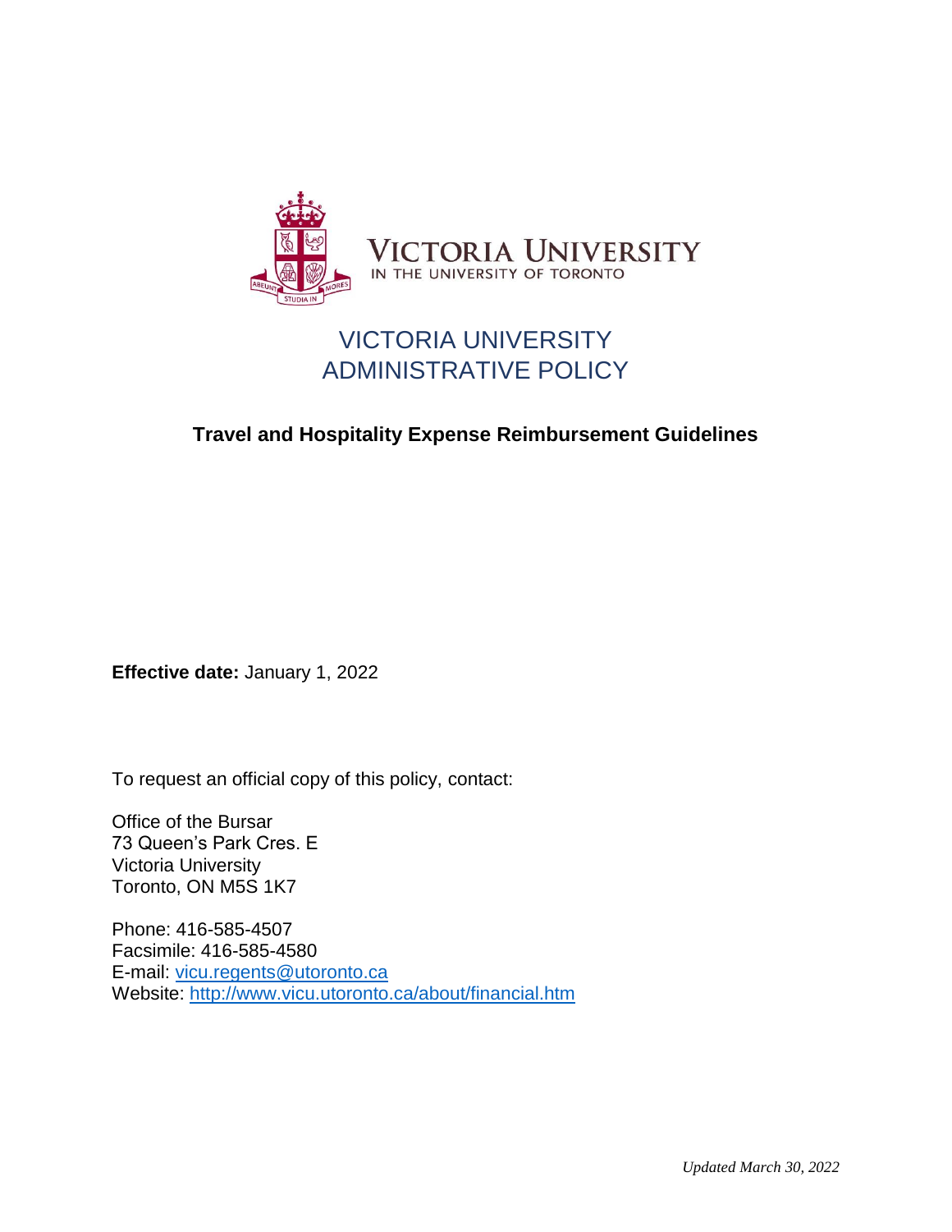VICTORIA UNIVERSITY
IN THE UNIVERSITY OF TORONTO

# VICTORIA UNIVERSITY ADMINISTRATIVE POLICY

## Travel and Hospitality Expense Reimbursement Guidelines

**Effective date:** January 1, 2022

To request an official copy of this policy, contact:

Office of the Bursar
73 Queen's Park Cres. E
Victoria University
Toronto, ON M5S 1K7

Phone: 416-585-4507
Facsimile: 416-585-4580
E-mail: vicu.regents@utoronto.ca
Website: http://www.vicu.utoronto.ca/about/financial.htm

*Updated March 30, 2022*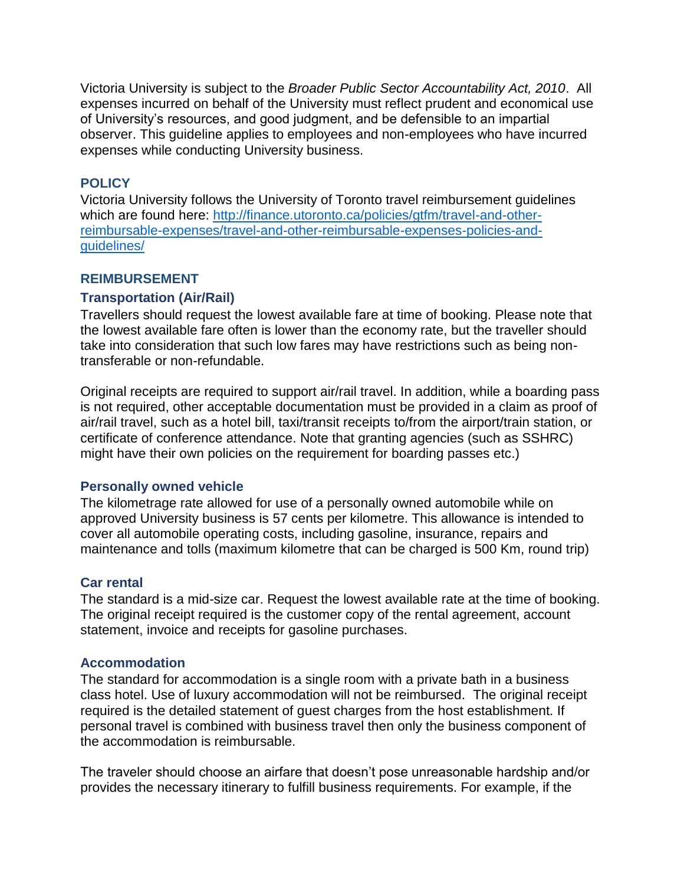Victoria University is subject to the *Broader Public Sector Accountability Act, 2010*. All expenses incurred on behalf of the University must reflect prudent and economical use of University's resources, and good judgment, and be defensible to an impartial observer. This guideline applies to employees and non-employees who have incurred expenses while conducting University business.

## POLICY

Victoria University follows the University of Toronto travel reimbursement guidelines which are found here: [http://finance.utoronto.ca/policies/gtfm/travel-and-other-reimbursable-expenses/travel-and-other-reimbursable-expenses-policies-and-guidelines/](http://finance.utoronto.ca/policies/gtfm/travel-and-other-reimbursable-expenses/travel-and-other-reimbursable-expenses-policies-and-guidelines/)

## REIMBURSEMENT

### Transportation (Air/Rail)

Travellers should request the lowest available fare at time of booking. Please note that the lowest available fare often is lower than the economy rate, but the traveller should take into consideration that such low fares may have restrictions such as being non-transferable or non-refundable.

Original receipts are required to support air/rail travel. In addition, while a boarding pass is not required, other acceptable documentation must be provided in a claim as proof of air/rail travel, such as a hotel bill, taxi/transit receipts to/from the airport/train station, or certificate of conference attendance. Note that granting agencies (such as SSHRC) might have their own policies on the requirement for boarding passes etc.)

### Personally owned vehicle

The kilometrage rate allowed for use of a personally owned automobile while on approved University business is 57 cents per kilometre. This allowance is intended to cover all automobile operating costs, including gasoline, insurance, repairs and maintenance and tolls (maximum kilometre that can be charged is 500 Km, round trip)

### Car rental

The standard is a mid-size car. Request the lowest available rate at the time of booking. The original receipt required is the customer copy of the rental agreement, account statement, invoice and receipts for gasoline purchases.

### Accommodation

The standard for accommodation is a single room with a private bath in a business class hotel. Use of luxury accommodation will not be reimbursed. The original receipt required is the detailed statement of guest charges from the host establishment. If personal travel is combined with business travel then only the business component of the accommodation is reimbursable.

The traveler should choose an airfare that doesn't pose unreasonable hardship and/or provides the necessary itinerary to fulfill business requirements. For example, if the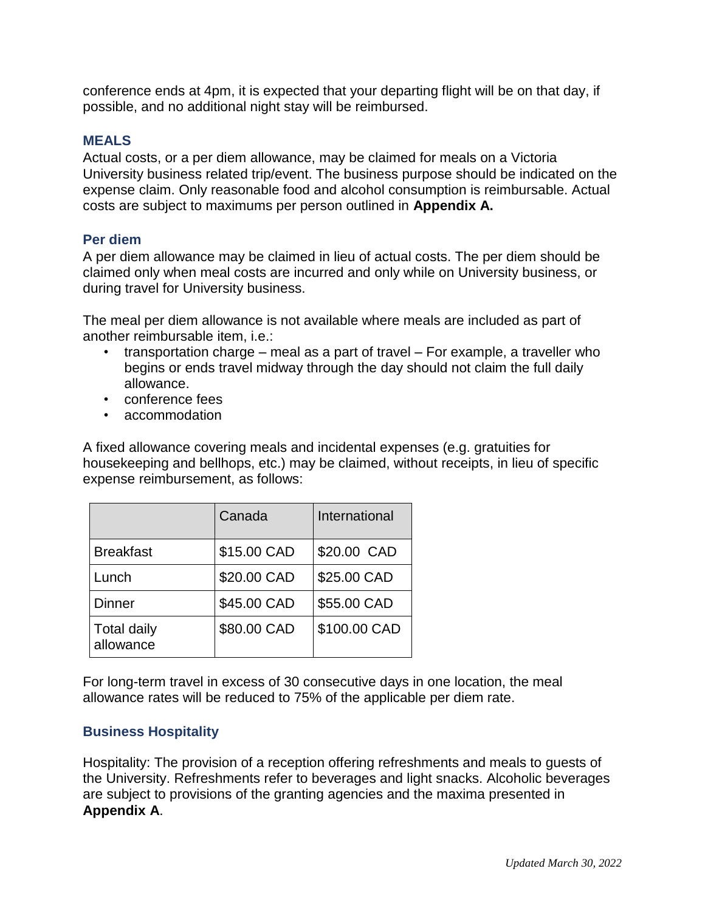conference ends at 4pm, it is expected that your departing flight will be on that day, if possible, and no additional night stay will be reimbursed.

## MEALS

Actual costs, or a per diem allowance, may be claimed for meals on a Victoria University business related trip/event. The business purpose should be indicated on the expense claim. Only reasonable food and alcohol consumption is reimbursable. Actual costs are subject to maximums per person outlined in **Appendix A.**

### Per diem

A per diem allowance may be claimed in lieu of actual costs. The per diem should be claimed only when meal costs are incurred and only while on University business, or during travel for University business.

The meal per diem allowance is not available where meals are included as part of another reimbursable item, i.e.:

- transportation charge – meal as a part of travel – For example, a traveller who begins or ends travel midway through the day should not claim the full daily allowance.
- conference fees
- accommodation

A fixed allowance covering meals and incidental expenses (e.g. gratuities for housekeeping and bellhops, etc.) may be claimed, without receipts, in lieu of specific expense reimbursement, as follows:

| | Canada | International |
|---|---|---|
| Breakfast | $15.00 CAD | $20.00 CAD |
| Lunch | $20.00 CAD | $25.00 CAD |
| Dinner | $45.00 CAD | $55.00 CAD |
| Total daily allowance | $80.00 CAD | $100.00 CAD |

For long-term travel in excess of 30 consecutive days in one location, the meal allowance rates will be reduced to 75% of the applicable per diem rate.

### Business Hospitality

Hospitality: The provision of a reception offering refreshments and meals to guests of the University. Refreshments refer to beverages and light snacks. Alcoholic beverages are subject to provisions of the granting agencies and the maxima presented in **Appendix A**.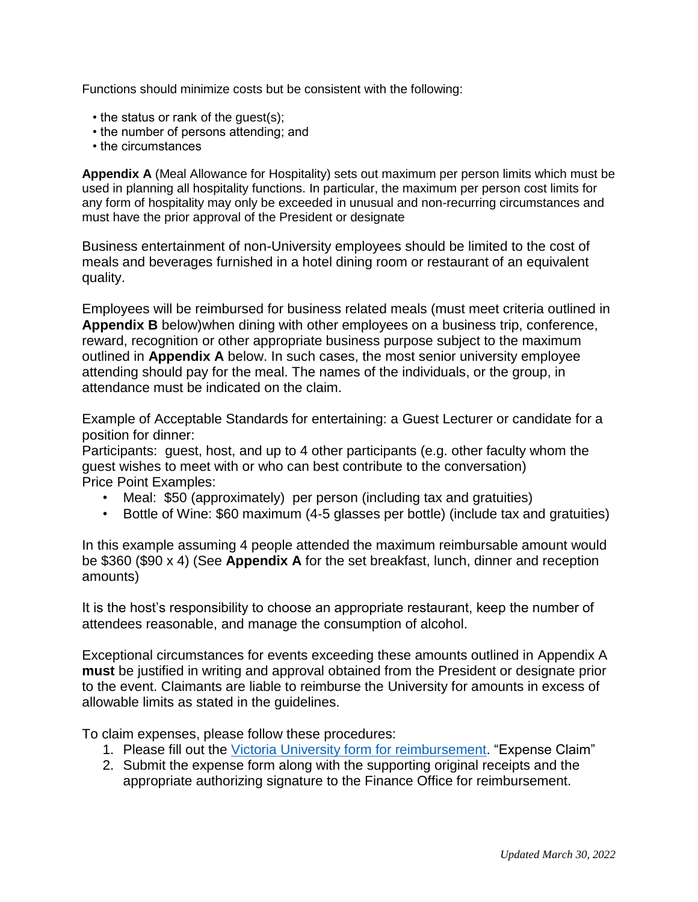Functions should minimize costs but be consistent with the following:

- the status or rank of the guest(s);
- the number of persons attending; and
- the circumstances

**Appendix A** (Meal Allowance for Hospitality) sets out maximum per person limits which must be used in planning all hospitality functions. In particular, the maximum per person cost limits for any form of hospitality may only be exceeded in unusual and non-recurring circumstances and must have the prior approval of the President or designate

Business entertainment of non-University employees should be limited to the cost of meals and beverages furnished in a hotel dining room or restaurant of an equivalent quality.

Employees will be reimbursed for business related meals (must meet criteria outlined in **Appendix B** below)when dining with other employees on a business trip, conference, reward, recognition or other appropriate business purpose subject to the maximum outlined in **Appendix A** below. In such cases, the most senior university employee attending should pay for the meal. The names of the individuals, or the group, in attendance must be indicated on the claim.

Example of Acceptable Standards for entertaining: a Guest Lecturer or candidate for a position for dinner:
Participants: guest, host, and up to 4 other participants (e.g. other faculty whom the guest wishes to meet with or who can best contribute to the conversation)
Price Point Examples:

- Meal: $50 (approximately) per person (including tax and gratuities)
- Bottle of Wine: $60 maximum (4-5 glasses per bottle) (include tax and gratuities)

In this example assuming 4 people attended the maximum reimbursable amount would be $360 ($90 x 4) (See **Appendix A** for the set breakfast, lunch, dinner and reception amounts)

It is the host's responsibility to choose an appropriate restaurant, keep the number of attendees reasonable, and manage the consumption of alcohol.

Exceptional circumstances for events exceeding these amounts outlined in Appendix A **must** be justified in writing and approval obtained from the President or designate prior to the event. Claimants are liable to reimburse the University for amounts in excess of allowable limits as stated in the guidelines.

To claim expenses, please follow these procedures:

1. Please fill out the Victoria University form for reimbursement. "Expense Claim"
2. Submit the expense form along with the supporting original receipts and the appropriate authorizing signature to the Finance Office for reimbursement.

*Updated March 30, 2022*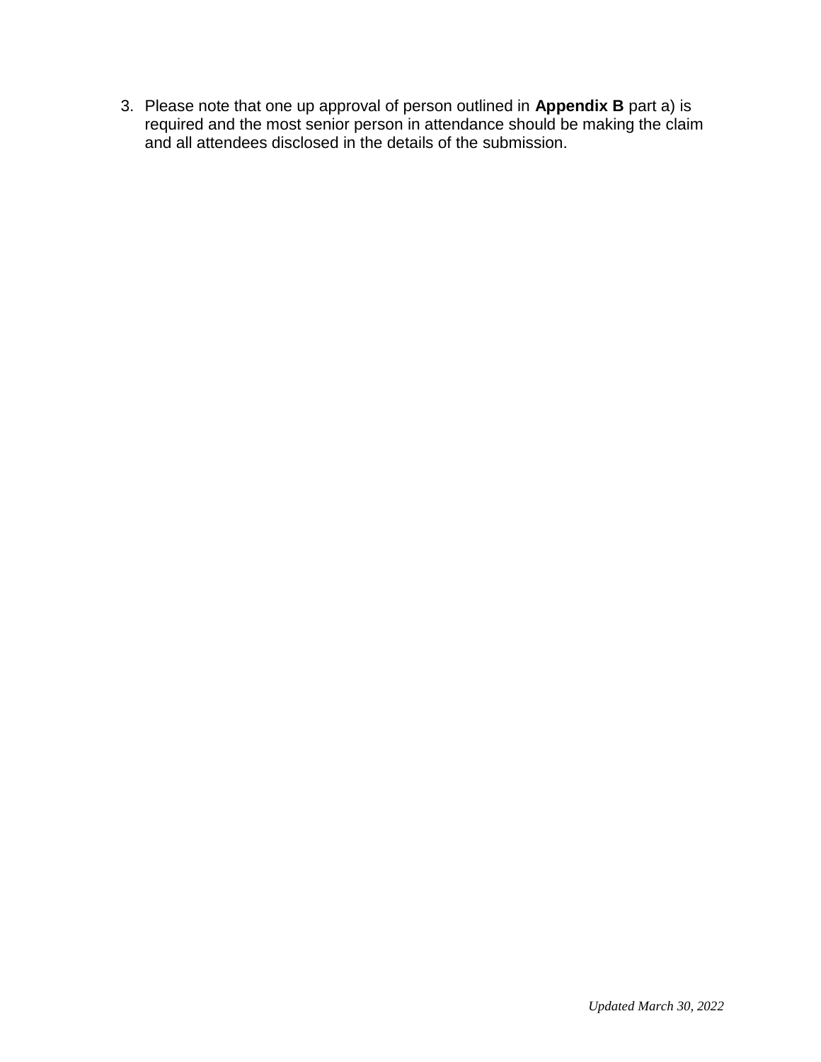3. Please note that one up approval of person outlined in **Appendix B** part a) is required and the most senior person in attendance should be making the claim and all attendees disclosed in the details of the submission.

*Updated March 30, 2022*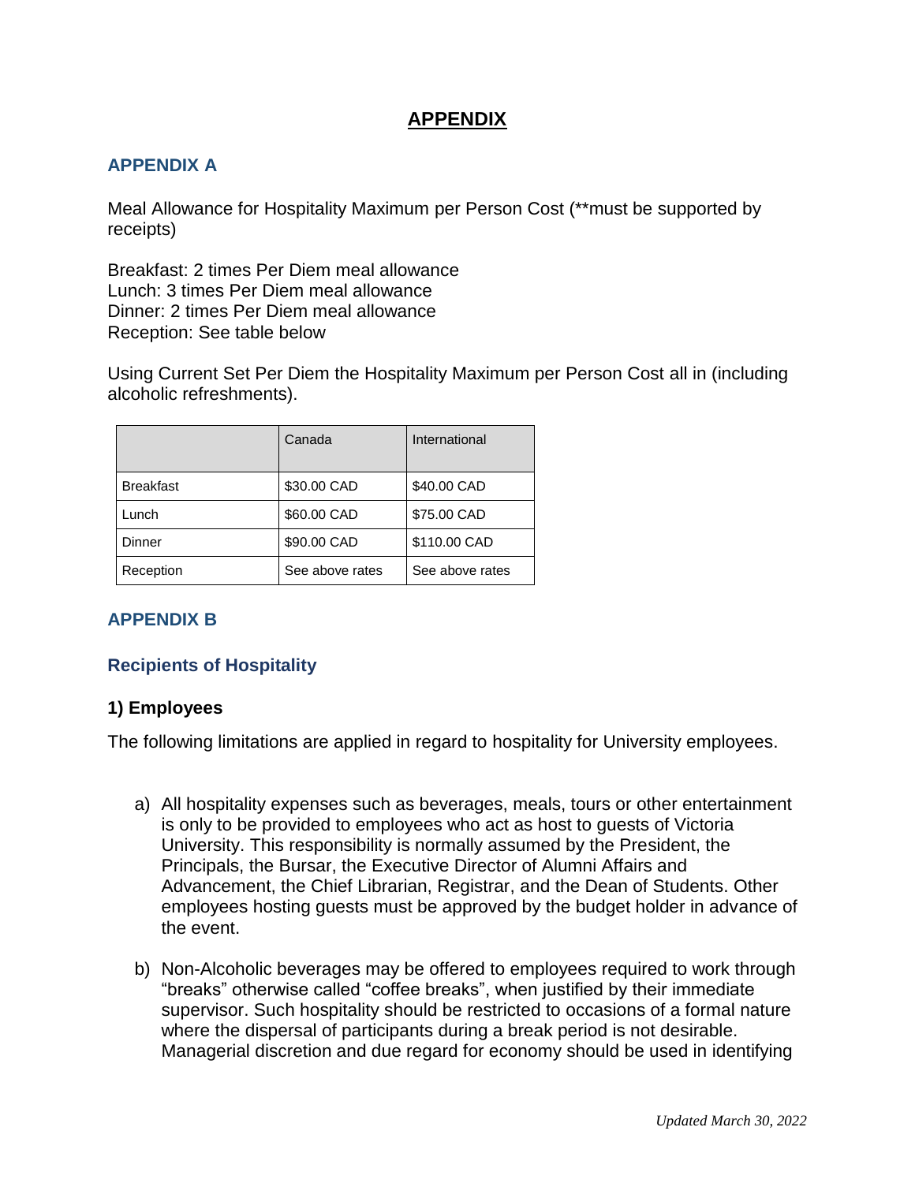# APPENDIX

## APPENDIX A

Meal Allowance for Hospitality Maximum per Person Cost (**must be supported by receipts)

Breakfast: 2 times Per Diem meal allowance
Lunch: 3 times Per Diem meal allowance
Dinner: 2 times Per Diem meal allowance
Reception: See table below

Using Current Set Per Diem the Hospitality Maximum per Person Cost all in (including alcoholic refreshments).

| | Canada | International |
|---|---|---|
| Breakfast | $30.00 CAD | $40.00 CAD |
| Lunch | $60.00 CAD | $75.00 CAD |
| Dinner | $90.00 CAD | $110.00 CAD |
| Reception | See above rates | See above rates |

## APPENDIX B

### Recipients of Hospitality

**1) Employees**

The following limitations are applied in regard to hospitality for University employees.

a) All hospitality expenses such as beverages, meals, tours or other entertainment is only to be provided to employees who act as host to guests of Victoria University. This responsibility is normally assumed by the President, the Principals, the Bursar, the Executive Director of Alumni Affairs and Advancement, the Chief Librarian, Registrar, and the Dean of Students. Other employees hosting guests must be approved by the budget holder in advance of the event.

b) Non-Alcoholic beverages may be offered to employees required to work through "breaks" otherwise called "coffee breaks", when justified by their immediate supervisor. Such hospitality should be restricted to occasions of a formal nature where the dispersal of participants during a break period is not desirable. Managerial discretion and due regard for economy should be used in identifying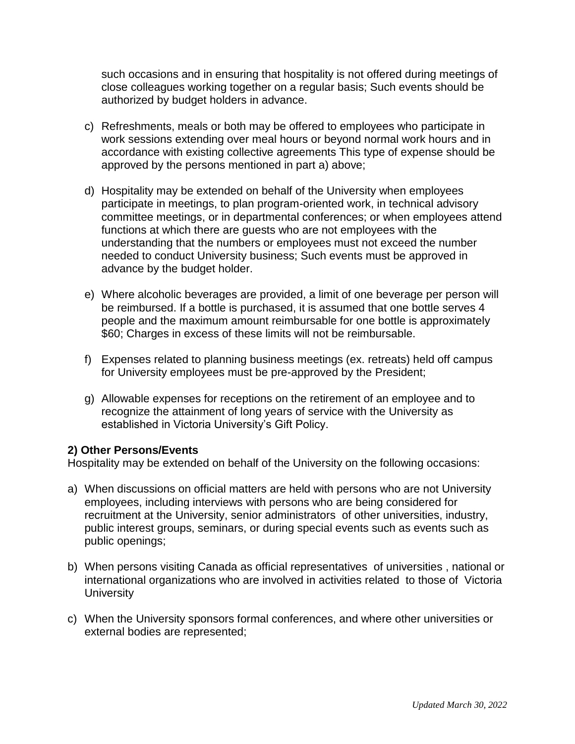such occasions and in ensuring that hospitality is not offered during meetings of close colleagues working together on a regular basis; Such events should be authorized by budget holders in advance.

c) Refreshments, meals or both may be offered to employees who participate in work sessions extending over meal hours or beyond normal work hours and in accordance with existing collective agreements This type of expense should be approved by the persons mentioned in part a) above;

d) Hospitality may be extended on behalf of the University when employees participate in meetings, to plan program-oriented work, in technical advisory committee meetings, or in departmental conferences; or when employees attend functions at which there are guests who are not employees with the understanding that the numbers or employees must not exceed the number needed to conduct University business; Such events must be approved in advance by the budget holder.

e) Where alcoholic beverages are provided, a limit of one beverage per person will be reimbursed. If a bottle is purchased, it is assumed that one bottle serves 4 people and the maximum amount reimbursable for one bottle is approximately $60; Charges in excess of these limits will not be reimbursable.

f) Expenses related to planning business meetings (ex. retreats) held off campus for University employees must be pre-approved by the President;

g) Allowable expenses for receptions on the retirement of an employee and to recognize the attainment of long years of service with the University as established in Victoria University's Gift Policy.

**2) Other Persons/Events**

Hospitality may be extended on behalf of the University on the following occasions:

a) When discussions on official matters are held with persons who are not University employees, including interviews with persons who are being considered for recruitment at the University, senior administrators of other universities, industry, public interest groups, seminars, or during special events such as events such as public openings;

b) When persons visiting Canada as official representatives of universities , national or international organizations who are involved in activities related to those of Victoria University

c) When the University sponsors formal conferences, and where other universities or external bodies are represented;

*Updated March 30, 2022*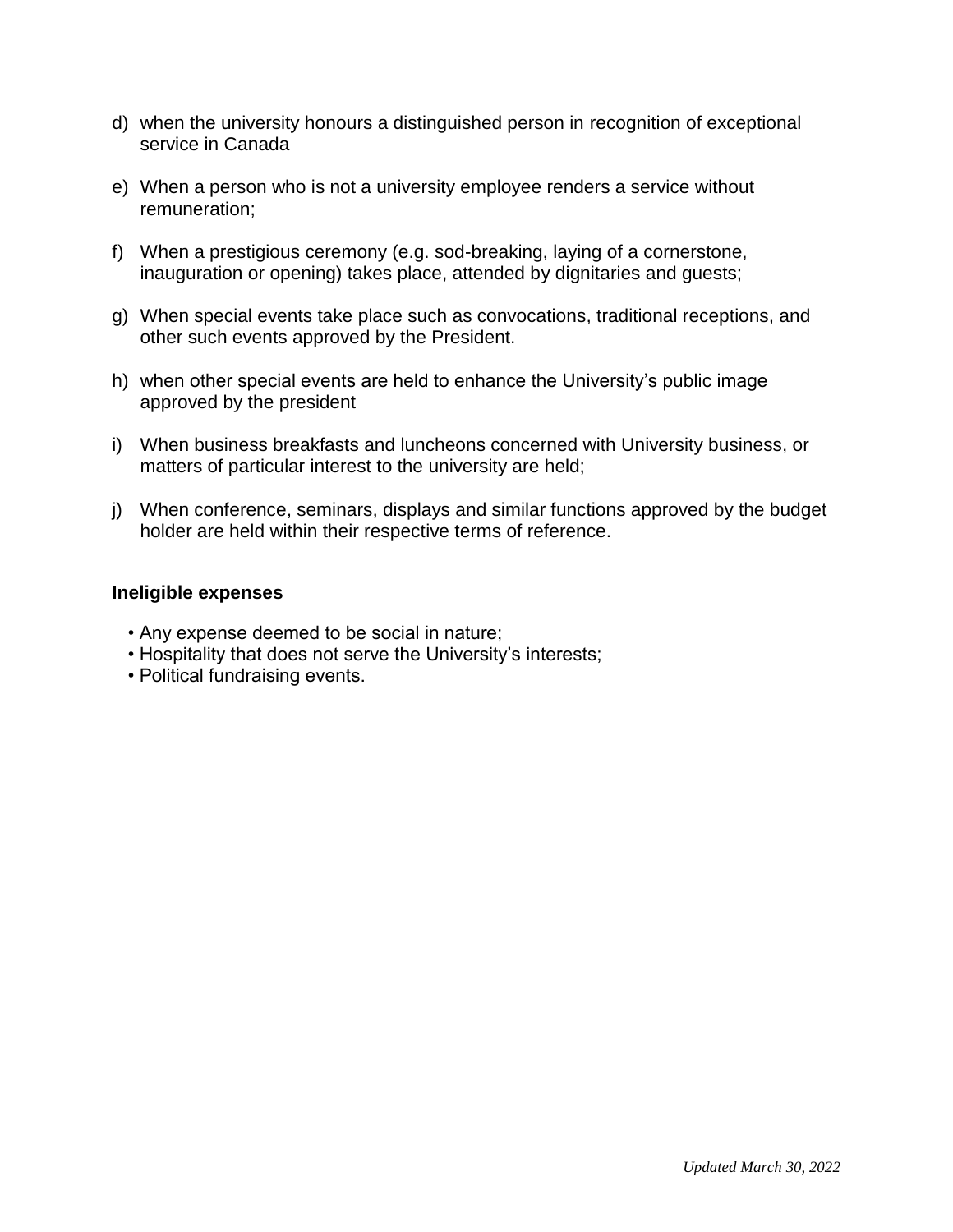d) when the university honours a distinguished person in recognition of exceptional service in Canada

e) When a person who is not a university employee renders a service without remuneration;

f) When a prestigious ceremony (e.g. sod-breaking, laying of a cornerstone, inauguration or opening) takes place, attended by dignitaries and guests;

g) When special events take place such as convocations, traditional receptions, and other such events approved by the President.

h) when other special events are held to enhance the University's public image approved by the president

i) When business breakfasts and luncheons concerned with University business, or matters of particular interest to the university are held;

j) When conference, seminars, displays and similar functions approved by the budget holder are held within their respective terms of reference.

**Ineligible expenses**

- Any expense deemed to be social in nature;
- Hospitality that does not serve the University's interests;
- Political fundraising events.

*Updated March 30, 2022*